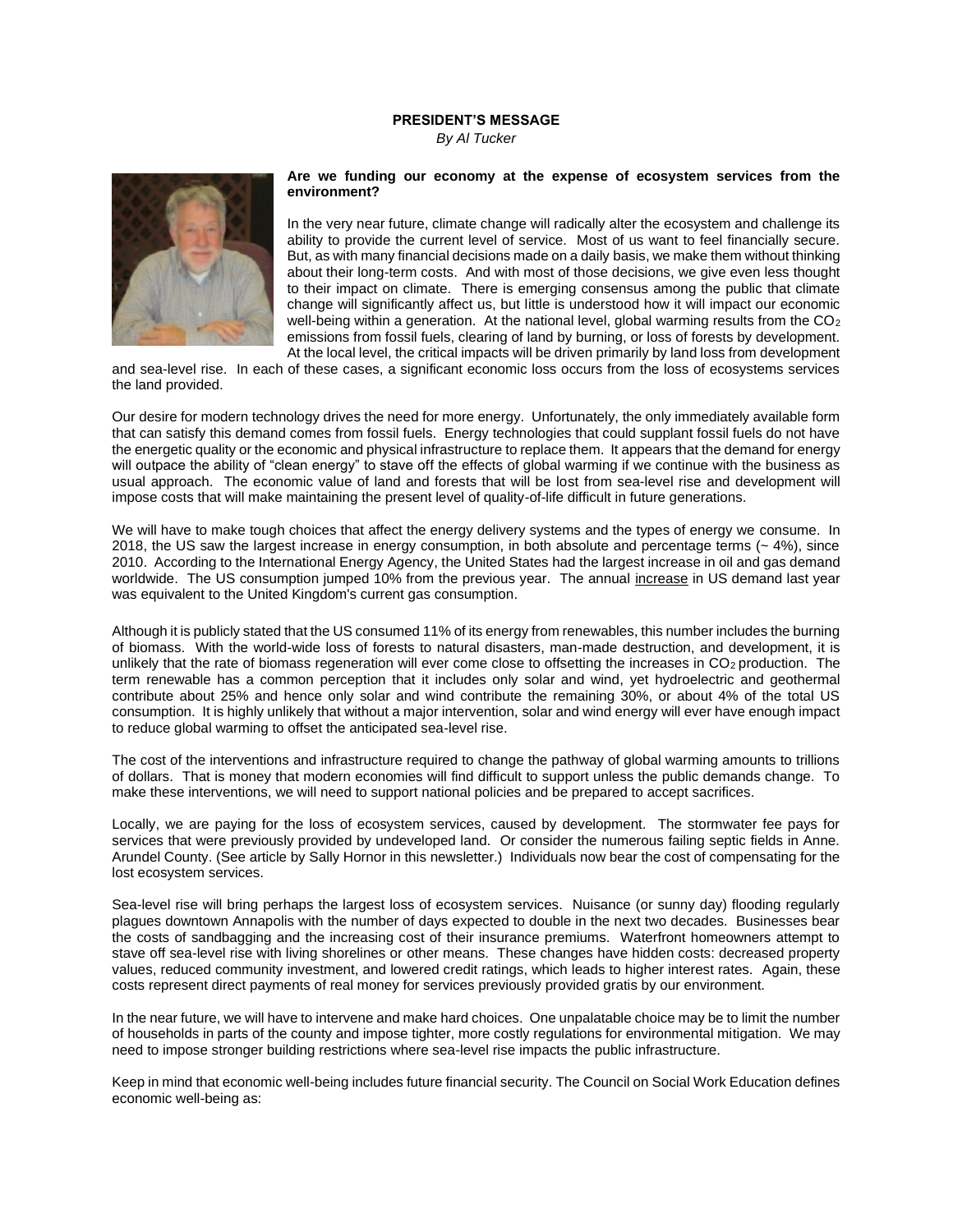**PRESIDENT'S MESSAGE**

*By Al Tucker*

**Are we funding our economy at the expense of ecosystem services from the environment?**

In the very near future, climate change will radically alter the ecosystem and challenge its ability to provide the current level of service. Most of us want to feel financially secure. But, as with many financial decisions made on a daily basis, we make them without thinking about their long-term costs. And with most of those decisions, we give even less thought to their impact on climate. There is emerging consensus among the public that climate change will significantly affect us, but little is understood how it will impact our economic well-being within a generation. At the national level, global warming results from the $CO_2$ emissions from fossil fuels, clearing of land by burning, or loss of forests by development. At the local level, the critical impacts will be driven primarily by land loss from development and sea-level rise. In each of these cases, a significant economic loss occurs from the loss of ecosystems services the land provided.

Our desire for modern technology drives the need for more energy. Unfortunately, the only immediately available form that can satisfy this demand comes from fossil fuels. Energy technologies that could supplant fossil fuels do not have the energetic quality or the economic and physical infrastructure to replace them. It appears that the demand for energy will outpace the ability of "clean energy" to stave off the effects of global warming if we continue with the business as usual approach. The economic value of land and forests that will be lost from sea-level rise and development will impose costs that will make maintaining the present level of quality-of-life difficult in future generations.

We will have to make tough choices that affect the energy delivery systems and the types of energy we consume. In 2018, the US saw the largest increase in energy consumption, in both absolute and percentage terms (~ 4%), since 2010. According to the International Energy Agency, the United States had the largest increase in oil and gas demand worldwide. The US consumption jumped 10% from the previous year. The annual increase in US demand last year was equivalent to the United Kingdom's current gas consumption.

Although it is publicly stated that the US consumed 11% of its energy from renewables, this number includes the burning of biomass. With the world-wide loss of forests to natural disasters, man-made destruction, and development, it is unlikely that the rate of biomass regeneration will ever come close to offsetting the increases in $CO_2$ production. The term renewable has a common perception that it includes only solar and wind, yet hydroelectric and geothermal contribute about 25% and hence only solar and wind contribute the remaining 30%, or about 4% of the total US consumption. It is highly unlikely that without a major intervention, solar and wind energy will ever have enough impact to reduce global warming to offset the anticipated sea-level rise.

The cost of the interventions and infrastructure required to change the pathway of global warming amounts to trillions of dollars. That is money that modern economies will find difficult to support unless the public demands change. To make these interventions, we will need to support national policies and be prepared to accept sacrifices.

Locally, we are paying for the loss of ecosystem services, caused by development. The stormwater fee pays for services that were previously provided by undeveloped land. Or consider the numerous failing septic fields in Anne. Arundel County. (See article by Sally Hornor in this newsletter.) Individuals now bear the cost of compensating for the lost ecosystem services.

Sea-level rise will bring perhaps the largest loss of ecosystem services. Nuisance (or sunny day) flooding regularly plagues downtown Annapolis with the number of days expected to double in the next two decades. Businesses bear the costs of sandbagging and the increasing cost of their insurance premiums. Waterfront homeowners attempt to stave off sea-level rise with living shorelines or other means. These changes have hidden costs: decreased property values, reduced community investment, and lowered credit ratings, which leads to higher interest rates. Again, these costs represent direct payments of real money for services previously provided gratis by our environment.

In the near future, we will have to intervene and make hard choices. One unpalatable choice may be to limit the number of households in parts of the county and impose tighter, more costly regulations for environmental mitigation. We may need to impose stronger building restrictions where sea-level rise impacts the public infrastructure.

Keep in mind that economic well-being includes future financial security. The Council on Social Work Education defines economic well-being as: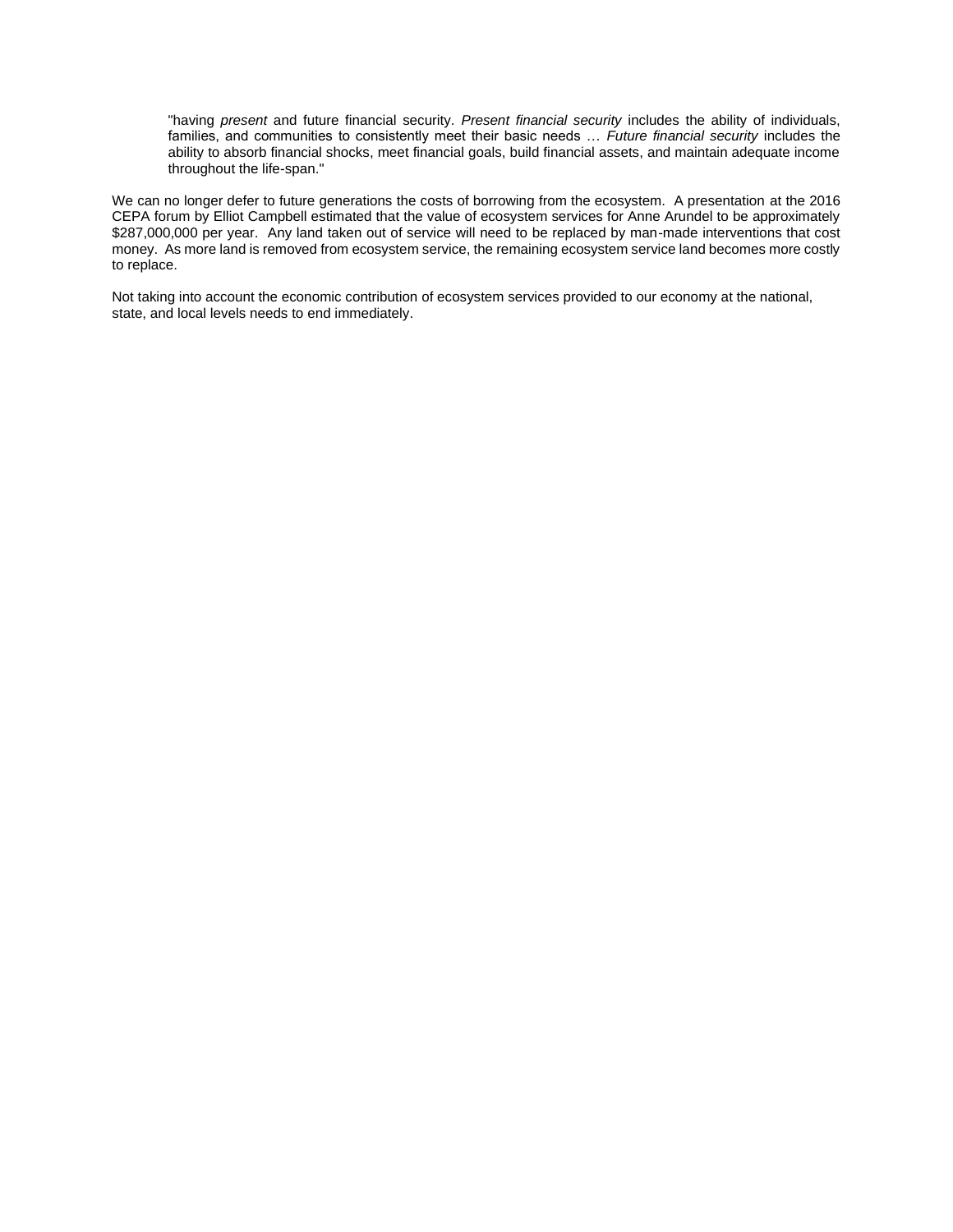> "having *present* and future financial security. *Present financial security* includes the ability of individuals, families, and communities to consistently meet their basic needs … *Future financial security* includes the ability to absorb financial shocks, meet financial goals, build financial assets, and maintain adequate income throughout the life-span."

We can no longer defer to future generations the costs of borrowing from the ecosystem. A presentation at the 2016 CEPA forum by Elliot Campbell estimated that the value of ecosystem services for Anne Arundel to be approximately $287,000,000 per year. Any land taken out of service will need to be replaced by man-made interventions that cost money. As more land is removed from ecosystem service, the remaining ecosystem service land becomes more costly to replace.

Not taking into account the economic contribution of ecosystem services provided to our economy at the national, state, and local levels needs to end immediately.